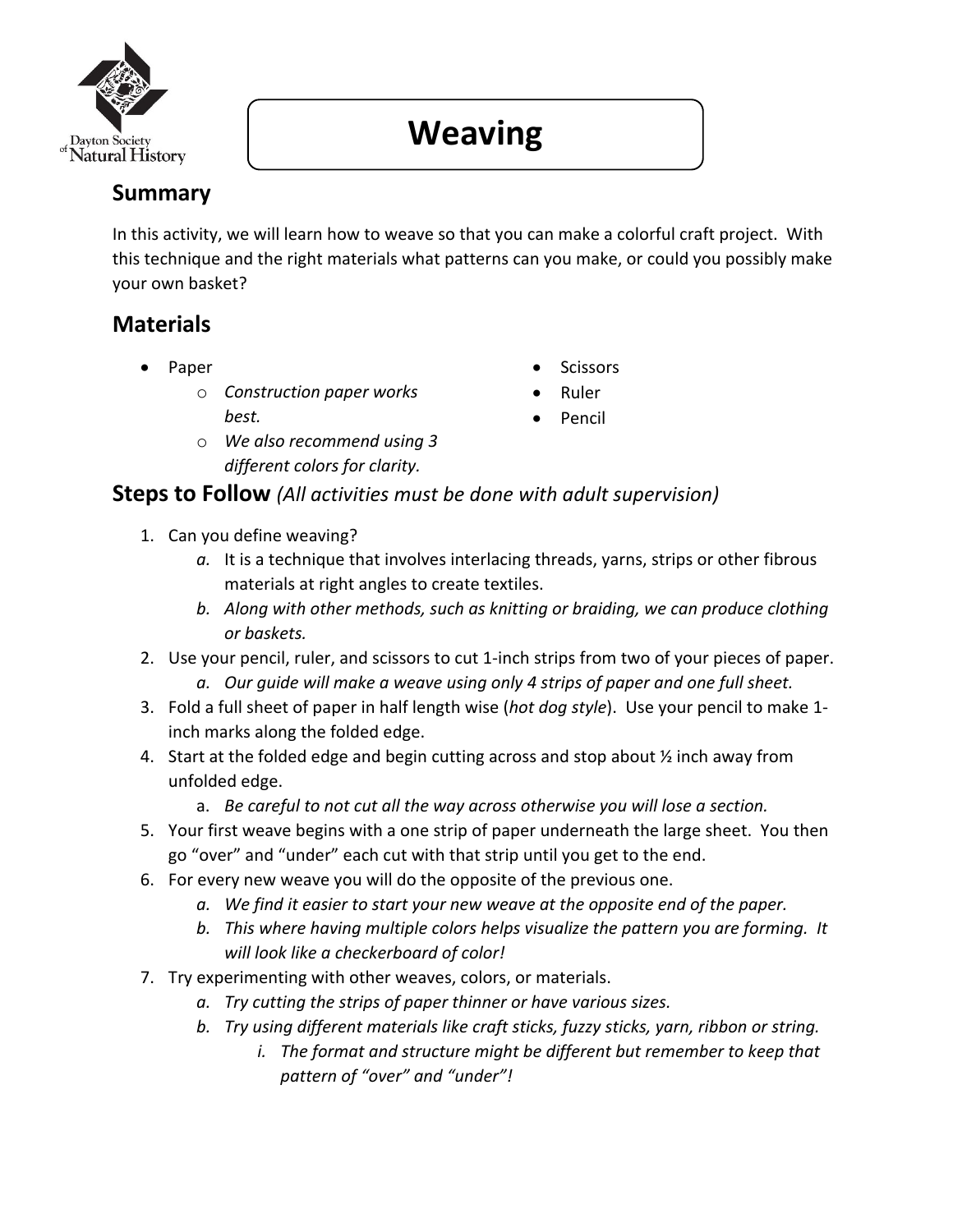Dayton Society of Natural History

# Weaving

## Summary

In this activity, we will learn how to weave so that you can make a colorful craft project. With this technique and the right materials what patterns can you make, or could you possibly make your own basket?

## Materials

- Paper
  - *Construction paper works best.*
  - *We also recommend using 3 different colors for clarity.*
- Scissors
- Ruler
- Pencil

## Steps to Follow *(All activities must be done with adult supervision)*

1. Can you define weaving?
   a. *It is a technique that involves interlacing threads, yarns, strips or other fibrous materials at right angles to create textiles.*
   b. *Along with other methods, such as knitting or braiding, we can produce clothing or baskets.*
2. Use your pencil, ruler, and scissors to cut 1-inch strips from two of your pieces of paper.
   a. *Our guide will make a weave using only 4 strips of paper and one full sheet.*
3. Fold a full sheet of paper in half length wise (*hot dog style*). Use your pencil to make 1-inch marks along the folded edge.
4. Start at the folded edge and begin cutting across and stop about ½ inch away from unfolded edge.
   a. *Be careful to not cut all the way across otherwise you will lose a section.*
5. Your first weave begins with a one strip of paper underneath the large sheet. You then go "over" and "under" each cut with that strip until you get to the end.
6. For every new weave you will do the opposite of the previous one.
   a. *We find it easier to start your new weave at the opposite end of the paper.*
   b. *This where having multiple colors helps visualize the pattern you are forming. It will look like a checkerboard of color!*
7. Try experimenting with other weaves, colors, or materials.
   a. *Try cutting the strips of paper thinner or have various sizes.*
   b. *Try using different materials like craft sticks, fuzzy sticks, yarn, ribbon or string.*
      i. *The format and structure might be different but remember to keep that pattern of "over" and "under"!*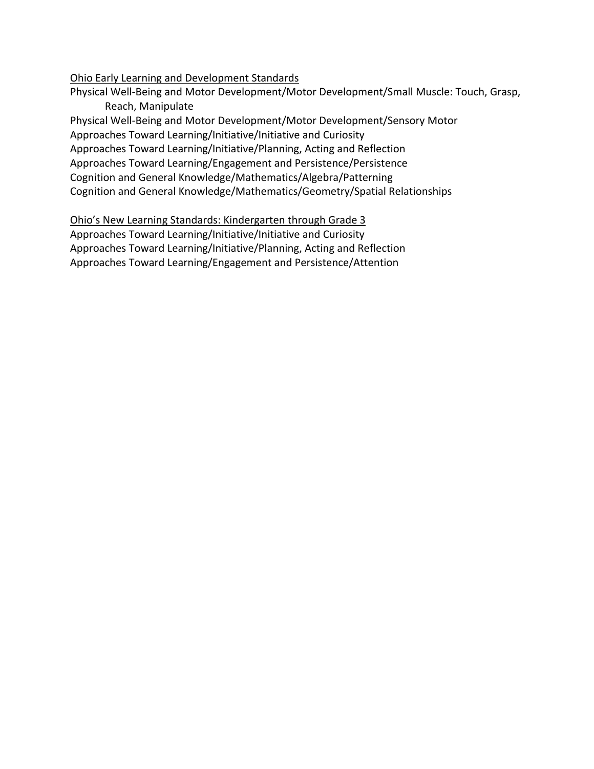<u>Ohio Early Learning and Development Standards</u>

Physical Well-Being and Motor Development/Motor Development/Small Muscle: Touch, Grasp, Reach, Manipulate
Physical Well-Being and Motor Development/Motor Development/Sensory Motor
Approaches Toward Learning/Initiative/Initiative and Curiosity
Approaches Toward Learning/Initiative/Planning, Acting and Reflection
Approaches Toward Learning/Engagement and Persistence/Persistence
Cognition and General Knowledge/Mathematics/Algebra/Patterning
Cognition and General Knowledge/Mathematics/Geometry/Spatial Relationships

<u>Ohio's New Learning Standards: Kindergarten through Grade 3</u>

Approaches Toward Learning/Initiative/Initiative and Curiosity
Approaches Toward Learning/Initiative/Planning, Acting and Reflection
Approaches Toward Learning/Engagement and Persistence/Attention